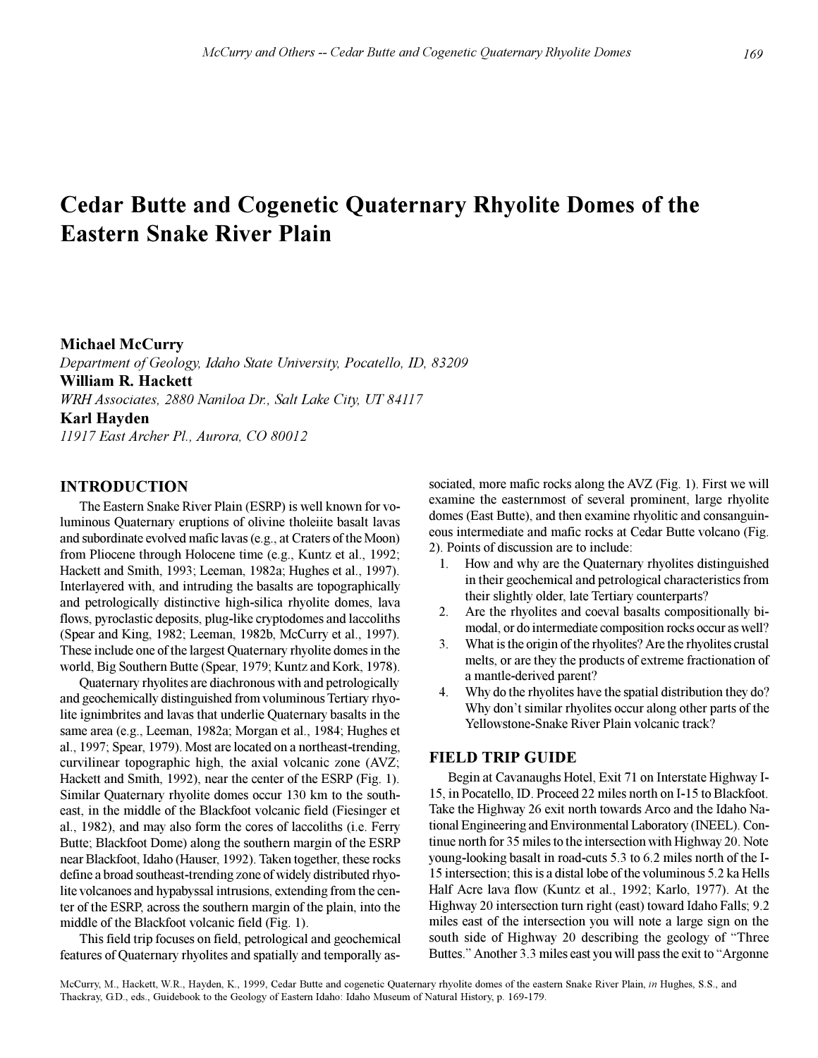# Cedar Butte and Cogenetic Quaternary Rhyolite Domes of the Eastern Snake River Plain

**Michael McCurry**
*Department of Geology, Idaho State University, Pocatello, ID, 83209*
**William R. Hackett**
*WRH Associates, 2880 Naniloa Dr., Salt Lake City, UT 84117*
**Karl Hayden**
*11917 East Archer Pl., Aurora, CO 80012*

## INTRODUCTION

The Eastern Snake River Plain (ESRP) is well known for voluminous Quaternary eruptions of olivine tholeiite basalt lavas and subordinate evolved mafic lavas (e.g., at Craters of the Moon) from Pliocene through Holocene time (e.g., Kuntz et al., 1992; Hackett and Smith, 1993; Leeman, 1982a; Hughes et al., 1997). Interlayered with, and intruding the basalts are topographically and petrologically distinctive high-silica rhyolite domes, lava flows, pyroclastic deposits, plug-like cryptodomes and laccoliths (Spear and King, 1982; Leeman, 1982b, McCurry et al., 1997). These include one of the largest Quaternary rhyolite domes in the world, Big Southern Butte (Spear, 1979; Kuntz and Kork, 1978).

Quaternary rhyolites are diachronous with and petrologically and geochemically distinguished from voluminous Tertiary rhyolite ignimbrites and lavas that underlie Quaternary basalts in the same area (e.g., Leeman, 1982a; Morgan et al., 1984; Hughes et al., 1997; Spear, 1979). Most are located on a northeast-trending, curvilinear topographic high, the axial volcanic zone (AVZ; Hackett and Smith, 1992), near the center of the ESRP (Fig. 1). Similar Quaternary rhyolite domes occur 130 km to the southeast, in the middle of the Blackfoot volcanic field (Fiesinger et al., 1982), and may also form the cores of laccoliths (i.e. Ferry Butte; Blackfoot Dome) along the southern margin of the ESRP near Blackfoot, Idaho (Hauser, 1992). Taken together, these rocks define a broad southeast-trending zone of widely distributed rhyolite volcanoes and hypabyssal intrusions, extending from the center of the ESRP, across the southern margin of the plain, into the middle of the Blackfoot volcanic field (Fig. 1).

This field trip focuses on field, petrological and geochemical features of Quaternary rhyolites and spatially and temporally associated, more mafic rocks along the AVZ (Fig. 1). First we will examine the easternmost of several prominent, large rhyolite domes (East Butte), and then examine rhyolitic and consanguineous intermediate and mafic rocks at Cedar Butte volcano (Fig. 2). Points of discussion are to include:

1. How and why are the Quaternary rhyolites distinguished in their geochemical and petrological characteristics from their slightly older, late Tertiary counterparts?
2. Are the rhyolites and coeval basalts compositionally bimodal, or do intermediate composition rocks occur as well?
3. What is the origin of the rhyolites? Are the rhyolites crustal melts, or are they the products of extreme fractionation of a mantle-derived parent?
4. Why do the rhyolites have the spatial distribution they do? Why don't similar rhyolites occur along other parts of the Yellowstone-Snake River Plain volcanic track?

## FIELD TRIP GUIDE

Begin at Cavanaughs Hotel, Exit 71 on Interstate Highway I-15, in Pocatello, ID. Proceed 22 miles north on I-15 to Blackfoot. Take the Highway 26 exit north towards Arco and the Idaho National Engineering and Environmental Laboratory (INEEL). Continue north for 35 miles to the intersection with Highway 20. Note young-looking basalt in road-cuts 5.3 to 6.2 miles north of the I-15 intersection; this is a distal lobe of the voluminous 5.2 ka Hells Half Acre lava flow (Kuntz et al., 1992; Karlo, 1977). At the Highway 20 intersection turn right (east) toward Idaho Falls; 9.2 miles east of the intersection you will note a large sign on the south side of Highway 20 describing the geology of "Three Buttes." Another 3.3 miles east you will pass the exit to "Argonne

McCurry, M., Hackett, W.R., Hayden, K., 1999, Cedar Butte and cogenetic Quaternary rhyolite domes of the eastern Snake River Plain, *in* Hughes, S.S., and Thackray, G.D., eds., Guidebook to the Geology of Eastern Idaho: Idaho Museum of Natural History, p. 169-179.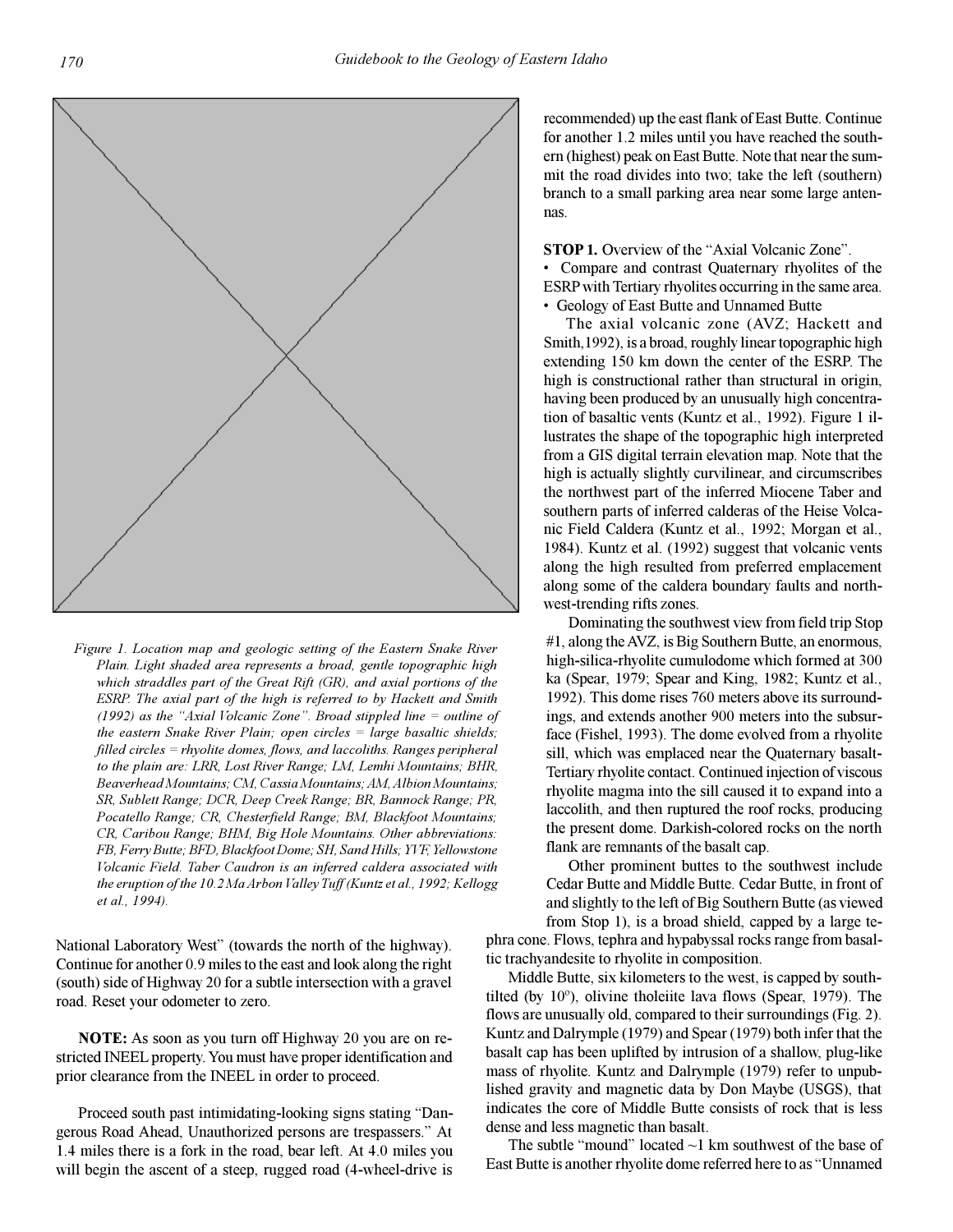Figure 1. Location map and geologic setting of the Eastern Snake River Plain. Light shaded area represents a broad, gentle topographic high which straddles part of the Great Rift (GR), and axial portions of the ESRP. The axial part of the high is referred to by Hackett and Smith (1992) as the "Axial Volcanic Zone". Broad stippled line = outline of the eastern Snake River Plain; open circles = large basaltic shields; filled circles = rhyolite domes, flows, and laccoliths. Ranges peripheral to the plain are: LRR, Lost River Range; LM, Lemhi Mountains; BHR, Beaverhead Mountains; CM, Cassia Mountains; AM, Albion Mountains; SR, Sublett Range; DCR, Deep Creek Range; BR, Bannock Range; PR, Pocatello Range; CR, Chesterfield Range; BM, Blackfoot Mountains; CR, Caribou Range; BHM, Big Hole Mountains. Other abbreviations: FB, Ferry Butte; BFD, Blackfoot Dome; SH, Sand Hills; YVF, Yellowstone Volcanic Field. Taber Caudron is an inferred caldera associated with the eruption of the 10.2 Ma Arbon Valley Tuff (Kuntz et al., 1992; Kellogg et al., 1994).

National Laboratory West" (towards the north of the highway). Continue for another 0.9 miles to the east and look along the right (south) side of Highway 20 for a subtle intersection with a gravel road. Reset your odometer to zero.

**NOTE:** As soon as you turn off Highway 20 you are on restricted INEEL property. You must have proper identification and prior clearance from the INEEL in order to proceed.

Proceed south past intimidating-looking signs stating "Dangerous Road Ahead, Unauthorized persons are trespassers." At 1.4 miles there is a fork in the road, bear left. At 4.0 miles you will begin the ascent of a steep, rugged road (4-wheel-drive is recommended) up the east flank of East Butte. Continue for another 1.2 miles until you have reached the southern (highest) peak on East Butte. Note that near the summit the road divides into two; take the left (southern) branch to a small parking area near some large antennas.

**STOP 1.** Overview of the "Axial Volcanic Zone".

- Compare and contrast Quaternary rhyolites of the ESRP with Tertiary rhyolites occurring in the same area.
- Geology of East Butte and Unnamed Butte

The axial volcanic zone (AVZ; Hackett and Smith,1992), is a broad, roughly linear topographic high extending 150 km down the center of the ESRP. The high is constructional rather than structural in origin, having been produced by an unusually high concentration of basaltic vents (Kuntz et al., 1992). Figure 1 illustrates the shape of the topographic high interpreted from a GIS digital terrain elevation map. Note that the high is actually slightly curvilinear, and circumscribes the northwest part of the inferred Miocene Taber and southern parts of inferred calderas of the Heise Volcanic Field Caldera (Kuntz et al., 1992; Morgan et al., 1984). Kuntz et al. (1992) suggest that volcanic vents along the high resulted from preferred emplacement along some of the caldera boundary faults and northwest-trending rifts zones.

Dominating the southwest view from field trip Stop #1, along the AVZ, is Big Southern Butte, an enormous, high-silica-rhyolite cumulodome which formed at 300 ka (Spear, 1979; Spear and King, 1982; Kuntz et al., 1992). This dome rises 760 meters above its surroundings, and extends another 900 meters into the subsurface (Fishel, 1993). The dome evolved from a rhyolite sill, which was emplaced near the Quaternary basalt-Tertiary rhyolite contact. Continued injection of viscous rhyolite magma into the sill caused it to expand into a laccolith, and then ruptured the roof rocks, producing the present dome. Darkish-colored rocks on the north flank are remnants of the basalt cap.

Other prominent buttes to the southwest include Cedar Butte and Middle Butte. Cedar Butte, in front of and slightly to the left of Big Southern Butte (as viewed from Stop 1), is a broad shield, capped by a large tephra cone. Flows, tephra and hypabyssal rocks range from basaltic trachyandesite to rhyolite in composition.

Middle Butte, six kilometers to the west, is capped by south-tilted (by 10º), olivine tholeiite lava flows (Spear, 1979). The flows are unusually old, compared to their surroundings (Fig. 2). Kuntz and Dalrymple (1979) and Spear (1979) both infer that the basalt cap has been uplifted by intrusion of a shallow, plug-like mass of rhyolite. Kuntz and Dalrymple (1979) refer to unpublished gravity and magnetic data by Don Maybe (USGS), that indicates the core of Middle Butte consists of rock that is less dense and less magnetic than basalt.

The subtle "mound" located ~1 km southwest of the base of East Butte is another rhyolite dome referred here to as "Unnamed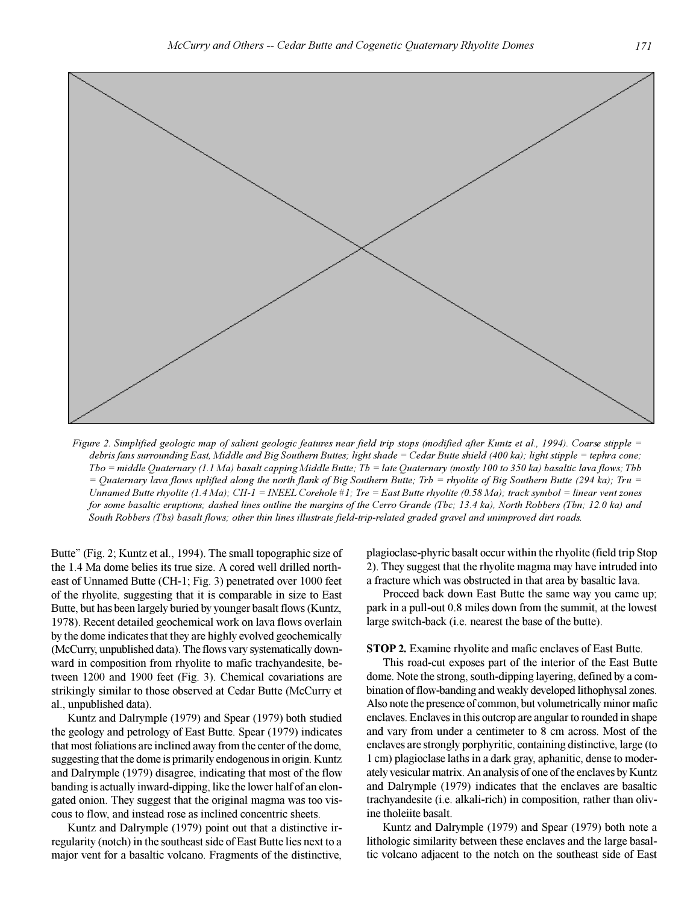*Figure 2. Simplified geologic map of salient geologic features near field trip stops (modified after Kuntz et al., 1994). Coarse stipple = debris fans surrounding East, Middle and Big Southern Buttes; light shade = Cedar Butte shield (400 ka); light stipple = tephra cone; Tbo = middle Quaternary (1.1 Ma) basalt capping Middle Butte; Tb = late Quaternary (mostly 100 to 350 ka) basaltic lava flows; Tbb = Quaternary lava flows uplifted along the north flank of Big Southern Butte; Trb = rhyolite of Big Southern Butte (294 ka); Tru = Unnamed Butte rhyolite (1.4 Ma); CH-1 = INEEL Corehole #1; Tre = East Butte rhyolite (0.58 Ma); track symbol = linear vent zones for some basaltic eruptions; dashed lines outline the margins of the Cerro Grande (Tbc; 13.4 ka), North Robbers (Tbn; 12.0 ka) and South Robbers (Tbs) basalt flows; other thin lines illustrate field-trip-related graded gravel and unimproved dirt roads.*

Butte" (Fig. 2; Kuntz et al., 1994). The small topographic size of the 1.4 Ma dome belies its true size. A cored well drilled northeast of Unnamed Butte (CH-1; Fig. 3) penetrated over 1000 feet of the rhyolite, suggesting that it is comparable in size to East Butte, but has been largely buried by younger basalt flows (Kuntz, 1978). Recent detailed geochemical work on lava flows overlain by the dome indicates that they are highly evolved geochemically (McCurry, unpublished data). The flows vary systematically downward in composition from rhyolite to mafic trachyandesite, between 1200 and 1900 feet (Fig. 3). Chemical covariations are strikingly similar to those observed at Cedar Butte (McCurry et al., unpublished data).

Kuntz and Dalrymple (1979) and Spear (1979) both studied the geology and petrology of East Butte. Spear (1979) indicates that most foliations are inclined away from the center of the dome, suggesting that the dome is primarily endogenous in origin. Kuntz and Dalrymple (1979) disagree, indicating that most of the flow banding is actually inward-dipping, like the lower half of an elongated onion. They suggest that the original magma was too viscous to flow, and instead rose as inclined concentric sheets.

Kuntz and Dalrymple (1979) point out that a distinctive irregularity (notch) in the southeast side of East Butte lies next to a major vent for a basaltic volcano. Fragments of the distinctive, plagioclase-phyric basalt occur within the rhyolite (field trip Stop 2). They suggest that the rhyolite magma may have intruded into a fracture which was obstructed in that area by basaltic lava.

Proceed back down East Butte the same way you came up; park in a pull-out 0.8 miles down from the summit, at the lowest large switch-back (i.e. nearest the base of the butte).

**STOP 2.** Examine rhyolite and mafic enclaves of East Butte.

This road-cut exposes part of the interior of the East Butte dome. Note the strong, south-dipping layering, defined by a combination of flow-banding and weakly developed lithophysal zones. Also note the presence of common, but volumetrically minor mafic enclaves. Enclaves in this outcrop are angular to rounded in shape and vary from under a centimeter to 8 cm across. Most of the enclaves are strongly porphyritic, containing distinctive, large (to 1 cm) plagioclase laths in a dark gray, aphanitic, dense to moderately vesicular matrix. An analysis of one of the enclaves by Kuntz and Dalrymple (1979) indicates that the enclaves are basaltic trachyandesite (i.e. alkali-rich) in composition, rather than olivine tholeiite basalt.

Kuntz and Dalrymple (1979) and Spear (1979) both note a lithologic similarity between these enclaves and the large basaltic volcano adjacent to the notch on the southeast side of East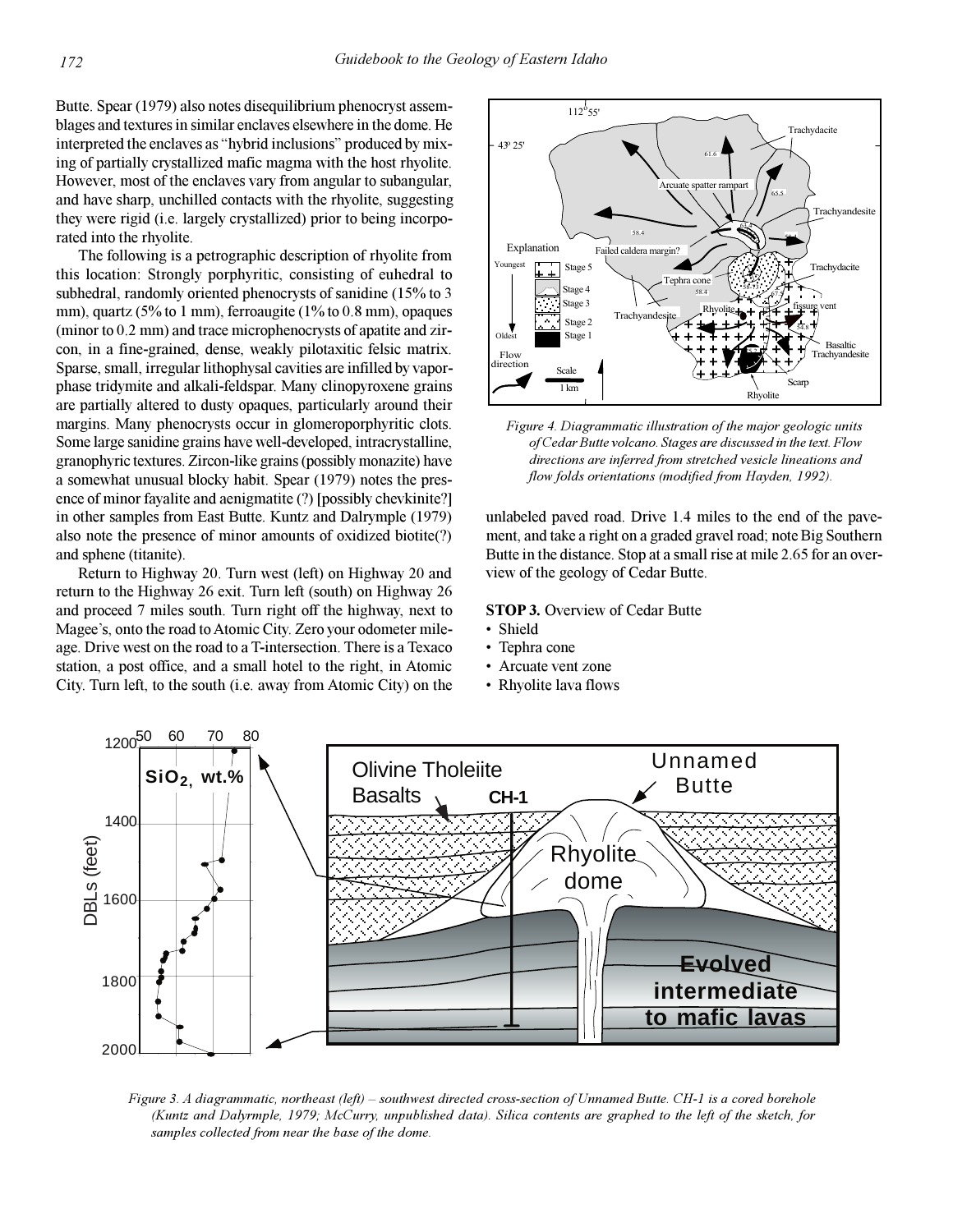Butte. Spear (1979) also notes disequilibrium phenocryst assemblages and textures in similar enclaves elsewhere in the dome. He interpreted the enclaves as "hybrid inclusions" produced by mixing of partially crystallized mafic magma with the host rhyolite. However, most of the enclaves vary from angular to subangular, and have sharp, unchilled contacts with the rhyolite, suggesting they were rigid (i.e. largely crystallized) prior to being incorporated into the rhyolite.

The following is a petrographic description of rhyolite from this location: Strongly porphyritic, consisting of euhedral to subhedral, randomly oriented phenocrysts of sanidine (15% to 3 mm), quartz (5% to 1 mm), ferroaugite (1% to 0.8 mm), opaques (minor to 0.2 mm) and trace microphenocrysts of apatite and zircon, in a fine-grained, dense, weakly pilotaxitic felsic matrix. Sparse, small, irregular lithophysal cavities are infilled by vapor-phase tridymite and alkali-feldspar. Many clinopyroxene grains are partially altered to dusty opaques, particularly around their margins. Many phenocrysts occur in glomeroporphyritic clots. Some large sanidine grains have well-developed, intracrystalline, granophyric textures. Zircon-like grains (possibly monazite) have a somewhat unusual blocky habit. Spear (1979) notes the presence of minor fayalite and aenigmatite (?) [possibly chevkinite?] in other samples from East Butte. Kuntz and Dalrymple (1979) also note the presence of minor amounts of oxidized biotite(?) and sphene (titanite).

Return to Highway 20. Turn west (left) on Highway 20 and return to the Highway 26 exit. Turn left (south) on Highway 26 and proceed 7 miles south. Turn right off the highway, next to Magee's, onto the road to Atomic City. Zero your odometer mileage. Drive west on the road to a T-intersection. There is a Texaco station, a post office, and a small hotel to the right, in Atomic City. Turn left, to the south (i.e. away from Atomic City) on the unlabeled paved road. Drive 1.4 miles to the end of the pavement, and take a right on a graded gravel road; note Big Southern Butte in the distance. Stop at a small rise at mile 2.65 for an overview of the geology of Cedar Butte.

*Figure 4. Diagrammatic illustration of the major geologic units of Cedar Butte volcano. Stages are discussed in the text. Flow directions are inferred from stretched vesicle lineations and flow folds orientations (modified from Hayden, 1992).*

**STOP 3.** Overview of Cedar Butte

- Shield
- Tephra cone
- Arcuate vent zone
- Rhyolite lava flows

*Figure 3. A diagrammatic, northeast (left) – southwest directed cross-section of Unnamed Butte. CH-1 is a cored borehole (Kuntz and Dalrymple, 1979; McCurry, unpublished data). Silica contents are graphed to the left of the sketch, for samples collected from near the base of the dome.*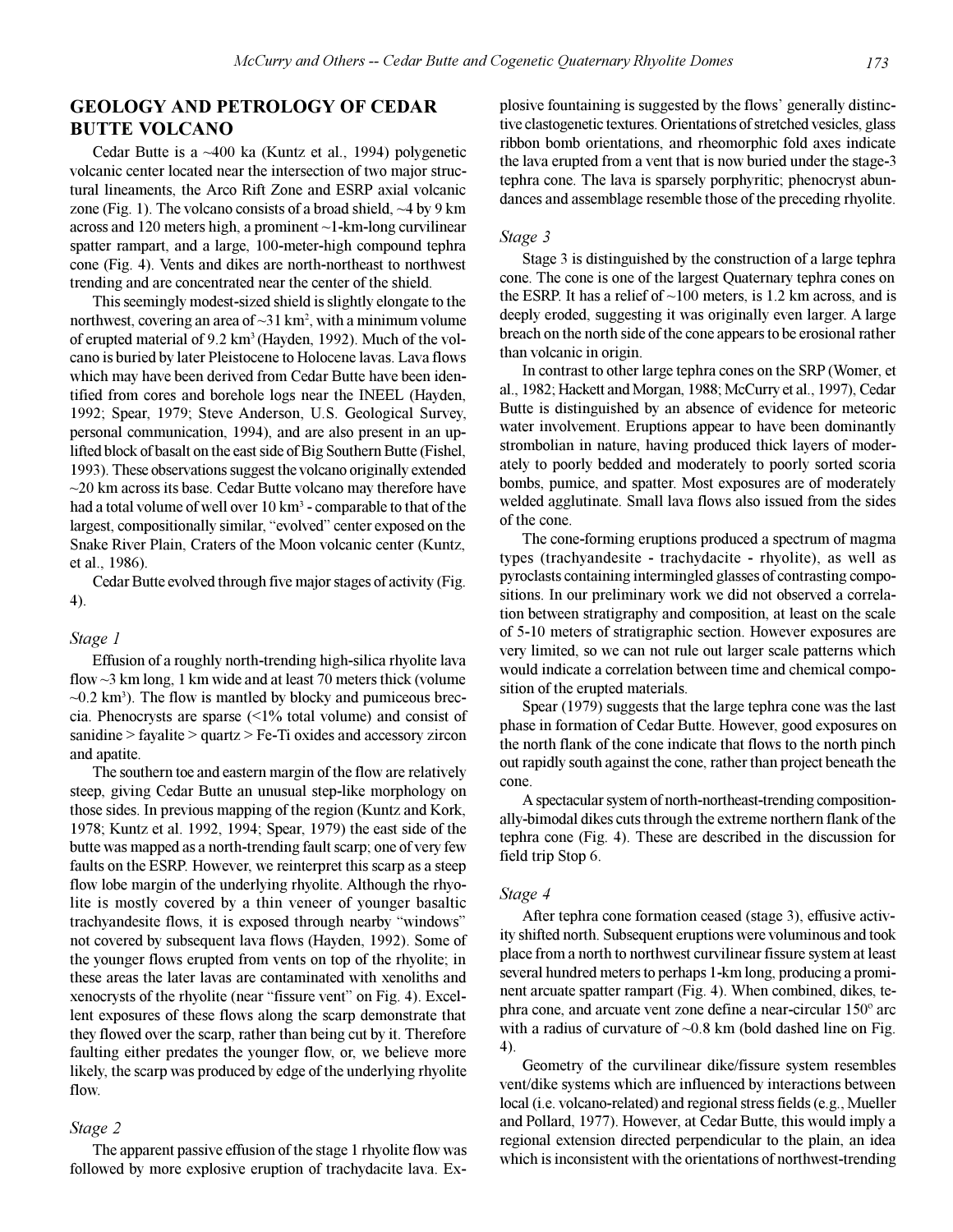## GEOLOGY AND PETROLOGY OF CEDAR BUTTE VOLCANO

Cedar Butte is a ~400 ka (Kuntz et al., 1994) polygenetic volcanic center located near the intersection of two major structural lineaments, the Arco Rift Zone and ESRP axial volcanic zone (Fig. 1). The volcano consists of a broad shield, ~4 by 9 km across and 120 meters high, a prominent ~1-km-long curvilinear spatter rampart, and a large, 100-meter-high compound tephra cone (Fig. 4). Vents and dikes are north-northeast to northwest trending and are concentrated near the center of the shield.

This seemingly modest-sized shield is slightly elongate to the northwest, covering an area of ~31 km$^2$, with a minimum volume of erupted material of 9.2 km$^3$ (Hayden, 1992). Much of the volcano is buried by later Pleistocene to Holocene lavas. Lava flows which may have been derived from Cedar Butte have been identified from cores and borehole logs near the INEEL (Hayden, 1992; Spear, 1979; Steve Anderson, U.S. Geological Survey, personal communication, 1994), and are also present in an uplifted block of basalt on the east side of Big Southern Butte (Fishel, 1993). These observations suggest the volcano originally extended ~20 km across its base. Cedar Butte volcano may therefore have had a total volume of well over 10 km$^3$ - comparable to that of the largest, compositionally similar, "evolved" center exposed on the Snake River Plain, Craters of the Moon volcanic center (Kuntz, et al., 1986).

Cedar Butte evolved through five major stages of activity (Fig. 4).

### *Stage 1*

Effusion of a roughly north-trending high-silica rhyolite lava flow ~3 km long, 1 km wide and at least 70 meters thick (volume ~0.2 km$^3$). The flow is mantled by blocky and pumiceous breccia. Phenocrysts are sparse (<1% total volume) and consist of sanidine > fayalite > quartz > Fe-Ti oxides and accessory zircon and apatite.

The southern toe and eastern margin of the flow are relatively steep, giving Cedar Butte an unusual step-like morphology on those sides. In previous mapping of the region (Kuntz and Kork, 1978; Kuntz et al. 1992, 1994; Spear, 1979) the east side of the butte was mapped as a north-trending fault scarp; one of very few faults on the ESRP. However, we reinterpret this scarp as a steep flow lobe margin of the underlying rhyolite. Although the rhyolite is mostly covered by a thin veneer of younger basaltic trachyandesite flows, it is exposed through nearby "windows" not covered by subsequent lava flows (Hayden, 1992). Some of the younger flows erupted from vents on top of the rhyolite; in these areas the later lavas are contaminated with xenoliths and xenocrysts of the rhyolite (near "fissure vent" on Fig. 4). Excellent exposures of these flows along the scarp demonstrate that they flowed over the scarp, rather than being cut by it. Therefore faulting either predates the younger flow, or, we believe more likely, the scarp was produced by edge of the underlying rhyolite flow.

### *Stage 2*

The apparent passive effusion of the stage 1 rhyolite flow was followed by more explosive eruption of trachydacite lava. Explosive fountaining is suggested by the flows' generally distinctive clastogenetic textures. Orientations of stretched vesicles, glass ribbon bomb orientations, and rheomorphic fold axes indicate the lava erupted from a vent that is now buried under the stage-3 tephra cone. The lava is sparsely porphyritic; phenocryst abundances and assemblage resemble those of the preceding rhyolite.

### *Stage 3*

Stage 3 is distinguished by the construction of a large tephra cone. The cone is one of the largest Quaternary tephra cones on the ESRP. It has a relief of ~100 meters, is 1.2 km across, and is deeply eroded, suggesting it was originally even larger. A large breach on the north side of the cone appears to be erosional rather than volcanic in origin.

In contrast to other large tephra cones on the SRP (Womer, et al., 1982; Hackett and Morgan, 1988; McCurry et al., 1997), Cedar Butte is distinguished by an absence of evidence for meteoric water involvement. Eruptions appear to have been dominantly strombolian in nature, having produced thick layers of moderately to poorly bedded and moderately to poorly sorted scoria bombs, pumice, and spatter. Most exposures are of moderately welded agglutinate. Small lava flows also issued from the sides of the cone.

The cone-forming eruptions produced a spectrum of magma types (trachyandesite - trachydacite - rhyolite), as well as pyroclasts containing intermingled glasses of contrasting compositions. In our preliminary work we did not observed a correlation between stratigraphy and composition, at least on the scale of 5-10 meters of stratigraphic section. However exposures are very limited, so we can not rule out larger scale patterns which would indicate a correlation between time and chemical composition of the erupted materials.

Spear (1979) suggests that the large tephra cone was the last phase in formation of Cedar Butte. However, good exposures on the north flank of the cone indicate that flows to the north pinch out rapidly south against the cone, rather than project beneath the cone.

A spectacular system of north-northeast-trending compositionally-bimodal dikes cuts through the extreme northern flank of the tephra cone (Fig. 4). These are described in the discussion for field trip Stop 6.

### *Stage 4*

After tephra cone formation ceased (stage 3), effusive activity shifted north. Subsequent eruptions were voluminous and took place from a north to northwest curvilinear fissure system at least several hundred meters to perhaps 1-km long, producing a prominent arcuate spatter rampart (Fig. 4). When combined, dikes, tephra cone, and arcuate vent zone define a near-circular 150$^{o}$ arc with a radius of curvature of ~0.8 km (bold dashed line on Fig. 4).

Geometry of the curvilinear dike/fissure system resembles vent/dike systems which are influenced by interactions between local (i.e. volcano-related) and regional stress fields (e.g., Mueller and Pollard, 1977). However, at Cedar Butte, this would imply a regional extension directed perpendicular to the plain, an idea which is inconsistent with the orientations of northwest-trending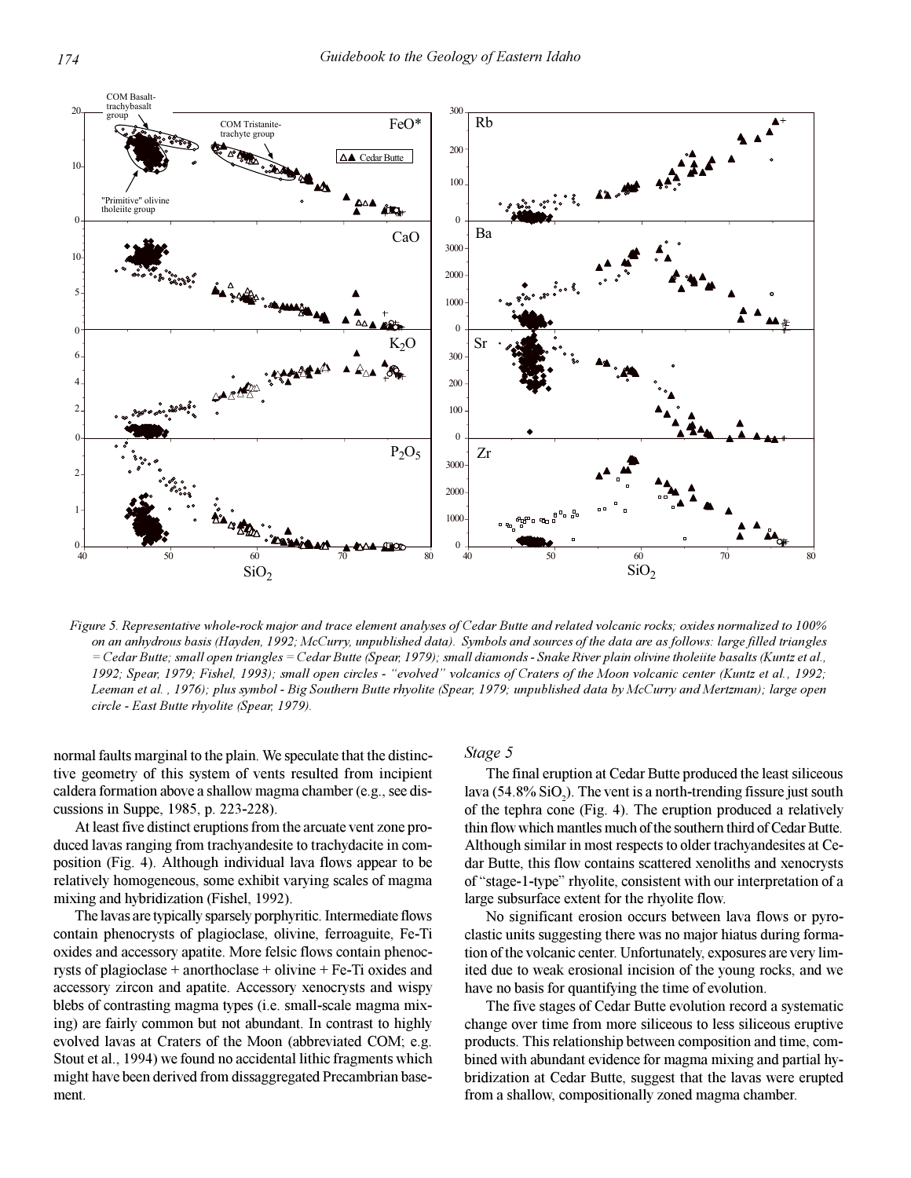*Figure 5. Representative whole-rock major and trace element analyses of Cedar Butte and related volcanic rocks; oxides normalized to 100% on an anhydrous basis (Hayden, 1992; McCurry, unpublished data). Symbols and sources of the data are as follows: large filled triangles = Cedar Butte; small open triangles = Cedar Butte (Spear, 1979); small diamonds - Snake River plain olivine tholeiite basalts (Kuntz et al., 1992; Spear, 1979; Fishel, 1993); small open circles - "evolved" volcanics of Craters of the Moon volcanic center (Kuntz et al., 1992; Leeman et al. , 1976); plus symbol - Big Southern Butte rhyolite (Spear, 1979; unpublished data by McCurry and Mertzman); large open circle - East Butte rhyolite (Spear, 1979).*

normal faults marginal to the plain. We speculate that the distinctive geometry of this system of vents resulted from incipient caldera formation above a shallow magma chamber (e.g., see discussions in Suppe, 1985, p. 223-228).

At least five distinct eruptions from the arcuate vent zone produced lavas ranging from trachyandesite to trachydacite in composition (Fig. 4). Although individual lava flows appear to be relatively homogeneous, some exhibit varying scales of magma mixing and hybridization (Fishel, 1992).

The lavas are typically sparsely porphyritic. Intermediate flows contain phenocrysts of plagioclase, olivine, ferroaguite, Fe-Ti oxides and accessory apatite. More felsic flows contain phenocrysts of plagioclase + anorthoclase + olivine + Fe-Ti oxides and accessory zircon and apatite. Accessory xenocrysts and wispy blebs of contrasting magma types (i.e. small-scale magma mixing) are fairly common but not abundant. In contrast to highly evolved lavas at Craters of the Moon (abbreviated COM; e.g. Stout et al., 1994) we found no accidental lithic fragments which might have been derived from dissaggregated Precambrian basement.

### *Stage 5*

The final eruption at Cedar Butte produced the least siliceous lava (54.8% $SiO_2$). The vent is a north-trending fissure just south of the tephra cone (Fig. 4). The eruption produced a relatively thin flow which mantles much of the southern third of Cedar Butte. Although similar in most respects to older trachyandesites at Cedar Butte, this flow contains scattered xenoliths and xenocrysts of "stage-1-type" rhyolite, consistent with our interpretation of a large subsurface extent for the rhyolite flow.

No significant erosion occurs between lava flows or pyroclastic units suggesting there was no major hiatus during formation of the volcanic center. Unfortunately, exposures are very limited due to weak erosional incision of the young rocks, and we have no basis for quantifying the time of evolution.

The five stages of Cedar Butte evolution record a systematic change over time from more siliceous to less siliceous eruptive products. This relationship between composition and time, combined with abundant evidence for magma mixing and partial hybridization at Cedar Butte, suggest that the lavas were erupted from a shallow, compositionally zoned magma chamber.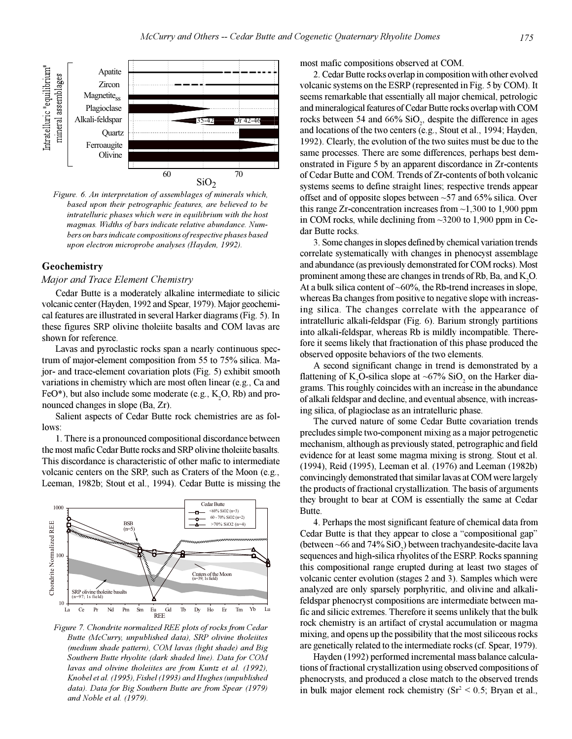Figure. 6. An interpretation of assemblages of minerals which, based upon their petrographic features, are believed to be intratelluric phases which were in equilibrium with the host magmas. Widths of bars indicate relative abundance. Numbers on bars indicate compositions of respective phases based upon electron microprobe analyses (Hayden, 1992).

## Geochemistry

### *Major and Trace Element Chemistry*

Cedar Butte is a moderately alkaline intermediate to silicic volcanic center (Hayden, 1992 and Spear, 1979). Major geochemical features are illustrated in several Harker diagrams (Fig. 5). In these figures SRP olivine tholeiite basalts and COM lavas are shown for reference.

Lavas and pyroclastic rocks span a nearly continuous spectrum of major-element composition from 55 to 75% silica. Major- and trace-element covariation plots (Fig. 5) exhibit smooth variations in chemistry which are most often linear (e.g., Ca and FeO*), but also include some moderate (e.g., $K_2O$, Rb) and pronounced changes in slope (Ba, Zr).

Salient aspects of Cedar Butte rock chemistries are as follows:

1. There is a pronounced compositional discordance between the most mafic Cedar Butte rocks and SRP olivine tholeiite basalts. This discordance is characteristic of other mafic to intermediate volcanic centers on the SRP, such as Craters of the Moon (e.g., Leeman, 1982b; Stout et al., 1994). Cedar Butte is missing the most mafic compositions observed at COM.

2. Cedar Butte rocks overlap in composition with other evolved volcanic systems on the ESRP (represented in Fig. 5 by COM). It seems remarkable that essentially all major chemical, petrologic and mineralogical features of Cedar Butte rocks overlap with COM rocks between 54 and 66% $SiO_2$, despite the difference in ages and locations of the two centers (e.g., Stout et al., 1994; Hayden, 1992). Clearly, the evolution of the two suites must be due to the same processes. There are some differences, perhaps best demonstrated in Figure 5 by an apparent discordance in Zr-contents of Cedar Butte and COM. Trends of Zr-contents of both volcanic systems seems to define straight lines; respective trends appear offset and of opposite slopes between ~57 and 65% silica. Over this range Zr-concentration increases from ~1,300 to 1,900 ppm in COM rocks, while declining from ~3200 to 1,900 ppm in Cedar Butte rocks.

3. Some changes in slopes defined by chemical variation trends correlate systematically with changes in phenocyst assemblage and abundance (as previously demonstrated for COM rocks). Most prominent among these are changes in trends of Rb, Ba, and $K_2O$. At a bulk silica content of ~60%, the Rb-trend increases in slope, whereas Ba changes from positive to negative slope with increasing silica. The changes correlate with the appearance of intratelluric alkali-feldspar (Fig. 6). Barium strongly partitions into alkali-feldspar, whereas Rb is mildly incompatible. Therefore it seems likely that fractionation of this phase produced the observed opposite behaviors of the two elements.

A second significant change in trend is demonstrated by a flattening of $K_2O$-silica slope at ~67% $SiO_2$ on the Harker diagrams. This roughly coincides with an increase in the abundance of alkali feldspar and decline, and eventual absence, with increasing silica, of plagioclase as an intratelluric phase.

The curved nature of some Cedar Butte covariation trends precludes simple two-component mixing as a major petrogenetic mechanism, although as previously stated, petrographic and field evidence for at least some magma mixing is strong. Stout et al. (1994), Reid (1995), Leeman et al. (1976) and Leeman (1982b) convincingly demonstrated that similar lavas at COM were largely the products of fractional crystallization. The basis of arguments they brought to bear at COM is essentially the same at Cedar Butte.

4. Perhaps the most significant feature of chemical data from Cedar Butte is that they appear to close a "compositional gap" (between ~66 and 74% $SiO_2$) between trachyandesite-dacite lava sequences and high-silica rhyolites of the ESRP. Rocks spanning this compositional range erupted during at least two stages of volcanic center evolution (stages 2 and 3). Samples which were analyzed are only sparsely porphyritic, and olivine and alkali-feldspar phenocryst compositions are intermediate between mafic and silicic extremes. Therefore it seems unlikely that the bulk rock chemistry is an artifact of crystal accumulation or magma mixing, and opens up the possibility that the most siliceous rocks are genetically related to the intermediate rocks (cf. Spear, 1979).

Hayden (1992) performed incremental mass balance calculations of fractional crystallization using observed compositions of phenocrysts, and produced a close match to the observed trends in bulk major element rock chemistry ($Sr^2 < 0.5$; Bryan et al.,

Figure 7. Chondrite normalized REE plots of rocks from Cedar Butte (McCurry, unpublished data), SRP olivine tholeiites (medium shade pattern), COM lavas (light shade) and Big Southern Butte rhyolite (dark shaded line). Data for COM lavas and olivine tholeiites are from Kuntz et al. (1992), Knobel et al. (1995), Fishel (1993) and Hughes (unpublished data). Data for Big Southern Butte are from Spear (1979) and Noble et al. (1979).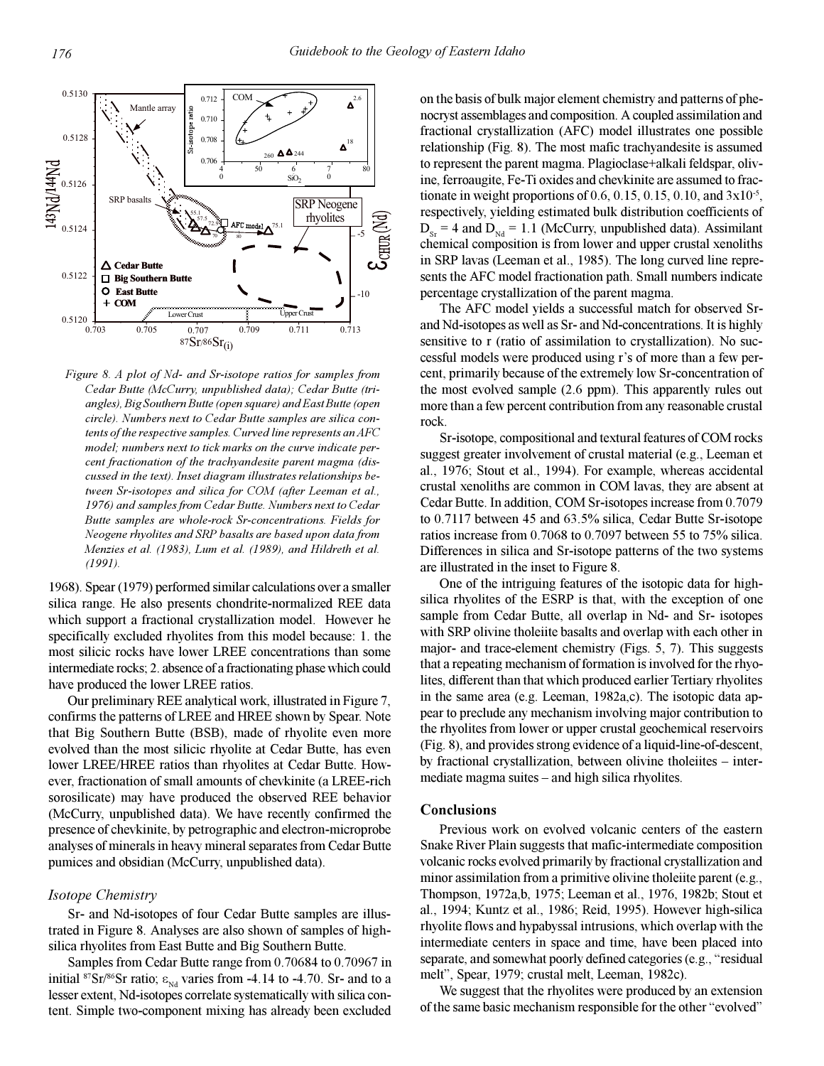*Figure 8. A plot of Nd- and Sr-isotope ratios for samples from Cedar Butte (McCurry, unpublished data); Cedar Butte (triangles), Big Southern Butte (open square) and East Butte (open circle). Numbers next to Cedar Butte samples are silica contents of the respective samples. Curved line represents an AFC model; numbers next to tick marks on the curve indicate percent fractionation of the trachyandesite parent magma (discussed in the text). Inset diagram illustrates relationships between Sr-isotopes and silica for COM (after Leeman et al., 1976) and samples from Cedar Butte. Numbers next to Cedar Butte samples are whole-rock Sr-concentrations. Fields for Neogene rhyolites and SRP basalts are based upon data from Menzies et al. (1983), Lum et al. (1989), and Hildreth et al. (1991).*

1968). Spear (1979) performed similar calculations over a smaller silica range. He also presents chondrite-normalized REE data which support a fractional crystallization model. However he specifically excluded rhyolites from this model because: 1. the most silicic rocks have lower LREE concentrations than some intermediate rocks; 2. absence of a fractionating phase which could have produced the lower LREE ratios.

Our preliminary REE analytical work, illustrated in Figure 7, confirms the patterns of LREE and HREE shown by Spear. Note that Big Southern Butte (BSB), made of rhyolite even more evolved than the most silicic rhyolite at Cedar Butte, has even lower LREE/HREE ratios than rhyolites at Cedar Butte. However, fractionation of small amounts of chevkinite (a LREE-rich sorosilicate) may have produced the observed REE behavior (McCurry, unpublished data). We have recently confirmed the presence of chevkinite, by petrographic and electron-microprobe analyses of minerals in heavy mineral separates from Cedar Butte pumices and obsidian (McCurry, unpublished data).

### *Isotope Chemistry*

Sr- and Nd-isotopes of four Cedar Butte samples are illustrated in Figure 8. Analyses are also shown of samples of high-silica rhyolites from East Butte and Big Southern Butte.

Samples from Cedar Butte range from 0.70684 to 0.70967 in initial $^{87}Sr/^{86}Sr$ ratio; $\varepsilon_{Nd}$ varies from -4.14 to -4.70. Sr- and to a lesser extent, Nd-isotopes correlate systematically with silica content. Simple two-component mixing has already been excluded on the basis of bulk major element chemistry and patterns of phenocryst assemblages and composition. A coupled assimilation and fractional crystallization (AFC) model illustrates one possible relationship (Fig. 8). The most mafic trachyandesite is assumed to represent the parent magma. Plagioclase+alkali feldspar, olivine, ferroaugite, Fe-Ti oxides and chevkinite are assumed to fractionate in weight proportions of 0.6, 0.15, 0.15, 0.10, and $3 \times 10^{-5}$, respectively, yielding estimated bulk distribution coefficients of $D_{Sr} = 4$ and $D_{Nd} = 1.1$ (McCurry, unpublished data). Assimilant chemical composition is from lower and upper crustal xenoliths in SRP lavas (Leeman et al., 1985). The long curved line represents the AFC model fractionation path. Small numbers indicate percentage crystallization of the parent magma.

The AFC model yields a successful match for observed Sr- and Nd-isotopes as well as Sr- and Nd-concentrations. It is highly sensitive to r (ratio of assimilation to crystallization). No successful models were produced using r's of more than a few percent, primarily because of the extremely low Sr-concentration of the most evolved sample (2.6 ppm). This apparently rules out more than a few percent contribution from any reasonable crustal rock.

Sr-isotope, compositional and textural features of COM rocks suggest greater involvement of crustal material (e.g., Leeman et al., 1976; Stout et al., 1994). For example, whereas accidental crustal xenoliths are common in COM lavas, they are absent at Cedar Butte. In addition, COM Sr-isotopes increase from 0.7079 to 0.7117 between 45 and 63.5% silica, Cedar Butte Sr-isotope ratios increase from 0.7068 to 0.7097 between 55 to 75% silica. Differences in silica and Sr-isotope patterns of the two systems are illustrated in the inset to Figure 8.

One of the intriguing features of the isotopic data for high-silica rhyolites of the ESRP is that, with the exception of one sample from Cedar Butte, all overlap in Nd- and Sr- isotopes with SRP olivine tholeiite basalts and overlap with each other in major- and trace-element chemistry (Figs. 5, 7). This suggests that a repeating mechanism of formation is involved for the rhyolites, different than that which produced earlier Tertiary rhyolites in the same area (e.g. Leeman, 1982a,c). The isotopic data appear to preclude any mechanism involving major contribution to the rhyolites from lower or upper crustal geochemical reservoirs (Fig. 8), and provides strong evidence of a liquid-line-of-descent, by fractional crystallization, between olivine tholeiites – intermediate magma suites – and high silica rhyolites.

## Conclusions

Previous work on evolved volcanic centers of the eastern Snake River Plain suggests that mafic-intermediate composition volcanic rocks evolved primarily by fractional crystallization and minor assimilation from a primitive olivine tholeiite parent (e.g., Thompson, 1972a,b, 1975; Leeman et al., 1976, 1982b; Stout et al., 1994; Kuntz et al., 1986; Reid, 1995). However high-silica rhyolite flows and hypabyssal intrusions, which overlap with the intermediate centers in space and time, have been placed into separate, and somewhat poorly defined categories (e.g., "residual melt", Spear, 1979; crustal melt, Leeman, 1982c).

We suggest that the rhyolites were produced by an extension of the same basic mechanism responsible for the other "evolved"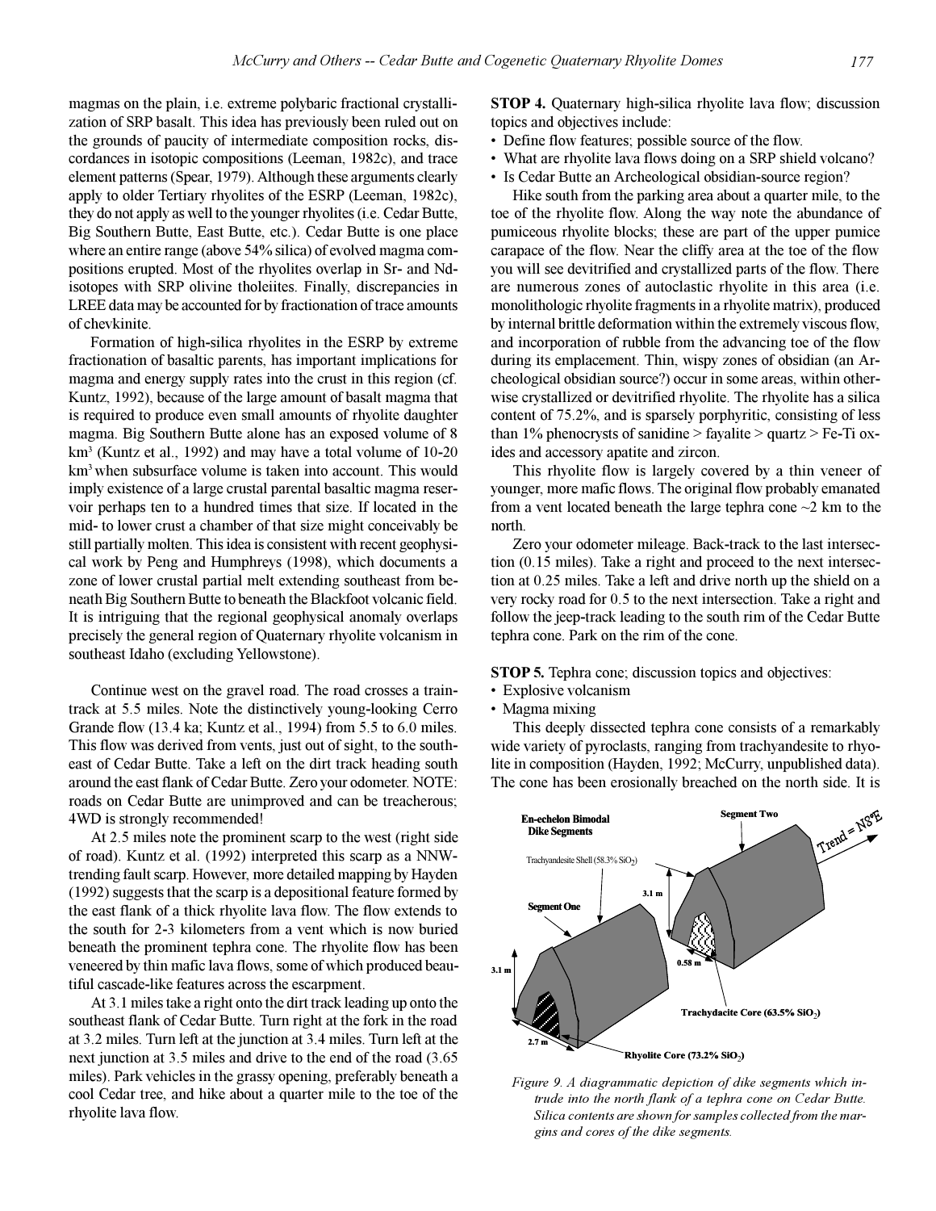magmas on the plain, i.e. extreme polybaric fractional crystallization of SRP basalt. This idea has previously been ruled out on the grounds of paucity of intermediate composition rocks, discordances in isotopic compositions (Leeman, 1982c), and trace element patterns (Spear, 1979). Although these arguments clearly apply to older Tertiary rhyolites of the ESRP (Leeman, 1982c), they do not apply as well to the younger rhyolites (i.e. Cedar Butte, Big Southern Butte, East Butte, etc.). Cedar Butte is one place where an entire range (above 54% silica) of evolved magma compositions erupted. Most of the rhyolites overlap in Sr- and Nd-isotopes with SRP olivine tholeiites. Finally, discrepancies in LREE data may be accounted for by fractionation of trace amounts of chevkinite.

Formation of high-silica rhyolites in the ESRP by extreme fractionation of basaltic parents, has important implications for magma and energy supply rates into the crust in this region (cf. Kuntz, 1992), because of the large amount of basalt magma that is required to produce even small amounts of rhyolite daughter magma. Big Southern Butte alone has an exposed volume of 8 $km^3$ (Kuntz et al., 1992) and may have a total volume of 10-20 $km^3$ when subsurface volume is taken into account. This would imply existence of a large crustal parental basaltic magma reservoir perhaps ten to a hundred times that size. If located in the mid- to lower crust a chamber of that size might conceivably be still partially molten. This idea is consistent with recent geophysical work by Peng and Humphreys (1998), which documents a zone of lower crustal partial melt extending southeast from beneath Big Southern Butte to beneath the Blackfoot volcanic field. It is intriguing that the regional geophysical anomaly overlaps precisely the general region of Quaternary rhyolite volcanism in southeast Idaho (excluding Yellowstone).

Continue west on the gravel road. The road crosses a train-track at 5.5 miles. Note the distinctively young-looking Cerro Grande flow (13.4 ka; Kuntz et al., 1994) from 5.5 to 6.0 miles. This flow was derived from vents, just out of sight, to the southeast of Cedar Butte. Take a left on the dirt track heading south around the east flank of Cedar Butte. Zero your odometer. NOTE: roads on Cedar Butte are unimproved and can be treacherous; 4WD is strongly recommended!

At 2.5 miles note the prominent scarp to the west (right side of road). Kuntz et al. (1992) interpreted this scarp as a NNW-trending fault scarp. However, more detailed mapping by Hayden (1992) suggests that the scarp is a depositional feature formed by the east flank of a thick rhyolite lava flow. The flow extends to the south for 2-3 kilometers from a vent which is now buried beneath the prominent tephra cone. The rhyolite flow has been veneered by thin mafic lava flows, some of which produced beautiful cascade-like features across the escarpment.

At 3.1 miles take a right onto the dirt track leading up onto the southeast flank of Cedar Butte. Turn right at the fork in the road at 3.2 miles. Turn left at the junction at 3.4 miles. Turn left at the next junction at 3.5 miles and drive to the end of the road (3.65 miles). Park vehicles in the grassy opening, preferably beneath a cool Cedar tree, and hike about a quarter mile to the toe of the rhyolite lava flow.

**STOP 4.** Quaternary high-silica rhyolite lava flow; discussion topics and objectives include:

- Define flow features; possible source of the flow.
- What are rhyolite lava flows doing on a SRP shield volcano?
- Is Cedar Butte an Archeological obsidian-source region?

Hike south from the parking area about a quarter mile, to the toe of the rhyolite flow. Along the way note the abundance of pumiceous rhyolite blocks; these are part of the upper pumice carapace of the flow. Near the cliffy area at the toe of the flow you will see devitrified and crystallized parts of the flow. There are numerous zones of autoclastic rhyolite in this area (i.e. monolithologic rhyolite fragments in a rhyolite matrix), produced by internal brittle deformation within the extremely viscous flow, and incorporation of rubble from the advancing toe of the flow during its emplacement. Thin, wispy zones of obsidian (an Archeological obsidian source?) occur in some areas, within otherwise crystallized or devitrified rhyolite. The rhyolite has a silica content of 75.2%, and is sparsely porphyritic, consisting of less than 1% phenocrysts of sanidine > fayalite > quartz > Fe-Ti oxides and accessory apatite and zircon.

This rhyolite flow is largely covered by a thin veneer of younger, more mafic flows. The original flow probably emanated from a vent located beneath the large tephra cone ~2 km to the north.

Zero your odometer mileage. Back-track to the last intersection (0.15 miles). Take a right and proceed to the next intersection at 0.25 miles. Take a left and drive north up the shield on a very rocky road for 0.5 to the next intersection. Take a right and follow the jeep-track leading to the south rim of the Cedar Butte tephra cone. Park on the rim of the cone.

**STOP 5.** Tephra cone; discussion topics and objectives:

- Explosive volcanism
- Magma mixing

This deeply dissected tephra cone consists of a remarkably wide variety of pyroclasts, ranging from trachyandesite to rhyolite in composition (Hayden, 1992; McCurry, unpublished data). The cone has been erosionally breached on the north side. It is

*Figure 9. A diagrammatic depiction of dike segments which intrude into the north flank of a tephra cone on Cedar Butte. Silica contents are shown for samples collected from the margins and cores of the dike segments.*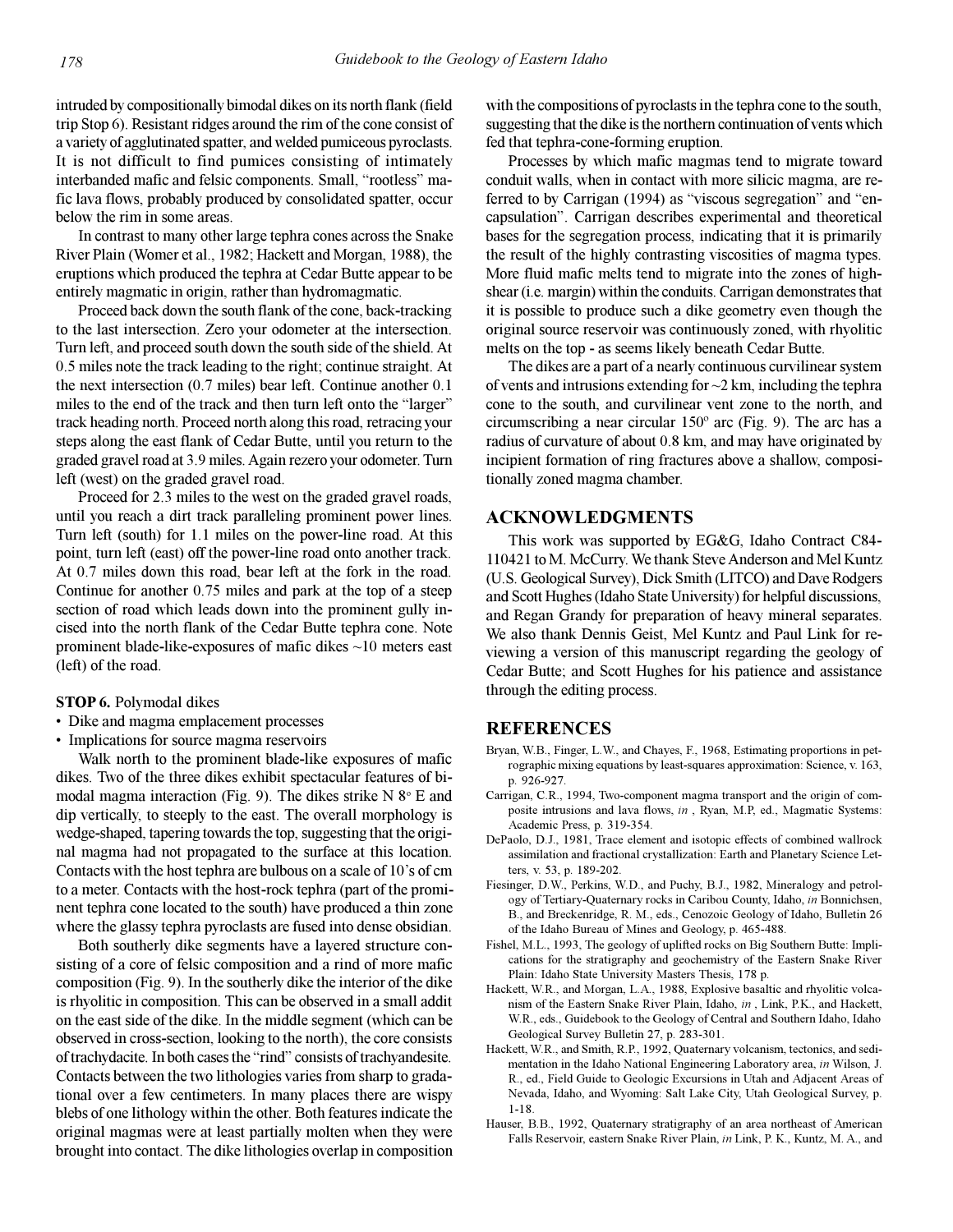intruded by compositionally bimodal dikes on its north flank (field trip Stop 6). Resistant ridges around the rim of the cone consist of a variety of agglutinated spatter, and welded pumiceous pyroclasts. It is not difficult to find pumices consisting of intimately interbanded mafic and felsic components. Small, "rootless" mafic lava flows, probably produced by consolidated spatter, occur below the rim in some areas.

In contrast to many other large tephra cones across the Snake River Plain (Womer et al., 1982; Hackett and Morgan, 1988), the eruptions which produced the tephra at Cedar Butte appear to be entirely magmatic in origin, rather than hydromagmatic.

Proceed back down the south flank of the cone, back-tracking to the last intersection. Zero your odometer at the intersection. Turn left, and proceed south down the south side of the shield. At 0.5 miles note the track leading to the right; continue straight. At the next intersection (0.7 miles) bear left. Continue another 0.1 miles to the end of the track and then turn left onto the "larger" track heading north. Proceed north along this road, retracing your steps along the east flank of Cedar Butte, until you return to the graded gravel road at 3.9 miles. Again rezero your odometer. Turn left (west) on the graded gravel road.

Proceed for 2.3 miles to the west on the graded gravel roads, until you reach a dirt track paralleling prominent power lines. Turn left (south) for 1.1 miles on the power-line road. At this point, turn left (east) off the power-line road onto another track. At 0.7 miles down this road, bear left at the fork in the road. Continue for another 0.75 miles and park at the top of a steep section of road which leads down into the prominent gully incised into the north flank of the Cedar Butte tephra cone. Note prominent blade-like-exposures of mafic dikes ~10 meters east (left) of the road.

**STOP 6.** Polymodal dikes

- Dike and magma emplacement processes
- Implications for source magma reservoirs

Walk north to the prominent blade-like exposures of mafic dikes. Two of the three dikes exhibit spectacular features of bimodal magma interaction (Fig. 9). The dikes strike N 8° E and dip vertically, to steeply to the east. The overall morphology is wedge-shaped, tapering towards the top, suggesting that the original magma had not propagated to the surface at this location. Contacts with the host tephra are bulbous on a scale of 10's of cm to a meter. Contacts with the host-rock tephra (part of the prominent tephra cone located to the south) have produced a thin zone where the glassy tephra pyroclasts are fused into dense obsidian.

Both southerly dike segments have a layered structure consisting of a core of felsic composition and a rind of more mafic composition (Fig. 9). In the southerly dike the interior of the dike is rhyolitic in composition. This can be observed in a small addit on the east side of the dike. In the middle segment (which can be observed in cross-section, looking to the north), the core consists of trachydacite. In both cases the "rind" consists of trachyandesite. Contacts between the two lithologies varies from sharp to gradational over a few centimeters. In many places there are wispy blebs of one lithology within the other. Both features indicate the original magmas were at least partially molten when they were brought into contact. The dike lithologies overlap in composition with the compositions of pyroclasts in the tephra cone to the south, suggesting that the dike is the northern continuation of vents which fed that tephra-cone-forming eruption.

Processes by which mafic magmas tend to migrate toward conduit walls, when in contact with more silicic magma, are referred to by Carrigan (1994) as "viscous segregation" and "encapsulation". Carrigan describes experimental and theoretical bases for the segregation process, indicating that it is primarily the result of the highly contrasting viscosities of magma types. More fluid mafic melts tend to migrate into the zones of high-shear (i.e. margin) within the conduits. Carrigan demonstrates that it is possible to produce such a dike geometry even though the original source reservoir was continuously zoned, with rhyolitic melts on the top - as seems likely beneath Cedar Butte.

The dikes are a part of a nearly continuous curvilinear system of vents and intrusions extending for ~2 km, including the tephra cone to the south, and curvilinear vent zone to the north, and circumscribing a near circular 150° arc (Fig. 9). The arc has a radius of curvature of about 0.8 km, and may have originated by incipient formation of ring fractures above a shallow, compositionally zoned magma chamber.

## ACKNOWLEDGMENTS

This work was supported by EG&G, Idaho Contract C84-110421 to M. McCurry. We thank Steve Anderson and Mel Kuntz (U.S. Geological Survey), Dick Smith (LITCO) and Dave Rodgers and Scott Hughes (Idaho State University) for helpful discussions, and Regan Grandy for preparation of heavy mineral separates. We also thank Dennis Geist, Mel Kuntz and Paul Link for reviewing a version of this manuscript regarding the geology of Cedar Butte; and Scott Hughes for his patience and assistance through the editing process.

## REFERENCES

Bryan, W.B., Finger, L.W., and Chayes, F., 1968, Estimating proportions in petrographic mixing equations by least-squares approximation: Science, v. 163, p. 926-927.

Carrigan, C.R., 1994, Two-component magma transport and the origin of composite intrusions and lava flows, *in* , Ryan, M.P, ed., Magmatic Systems: Academic Press, p. 319-354.

DePaolo, D.J., 1981, Trace element and isotopic effects of combined wallrock assimilation and fractional crystallization: Earth and Planetary Science Letters, v. 53, p. 189-202.

Fiesinger, D.W., Perkins, W.D., and Puchy, B.J., 1982, Mineralogy and petrology of Tertiary-Quaternary rocks in Caribou County, Idaho, *in* Bonnichsen, B., and Breckenridge, R. M., eds., Cenozoic Geology of Idaho, Bulletin 26 of the Idaho Bureau of Mines and Geology, p. 465-488.

Fishel, M.L., 1993, The geology of uplifted rocks on Big Southern Butte: Implications for the stratigraphy and geochemistry of the Eastern Snake River Plain: Idaho State University Masters Thesis, 178 p.

Hackett, W.R., and Morgan, L.A., 1988, Explosive basaltic and rhyolitic volcanism of the Eastern Snake River Plain, Idaho, *in* , Link, P.K., and Hackett, W.R., eds., Guidebook to the Geology of Central and Southern Idaho, Idaho Geological Survey Bulletin 27, p. 283-301.

Hackett, W.R., and Smith, R.P., 1992, Quaternary volcanism, tectonics, and sedimentation in the Idaho National Engineering Laboratory area, *in* Wilson, J. R., ed., Field Guide to Geologic Excursions in Utah and Adjacent Areas of Nevada, Idaho, and Wyoming: Salt Lake City, Utah Geological Survey, p. 1-18.

Hauser, B.B., 1992, Quaternary stratigraphy of an area northeast of American Falls Reservoir, eastern Snake River Plain, *in* Link, P. K., Kuntz, M. A., and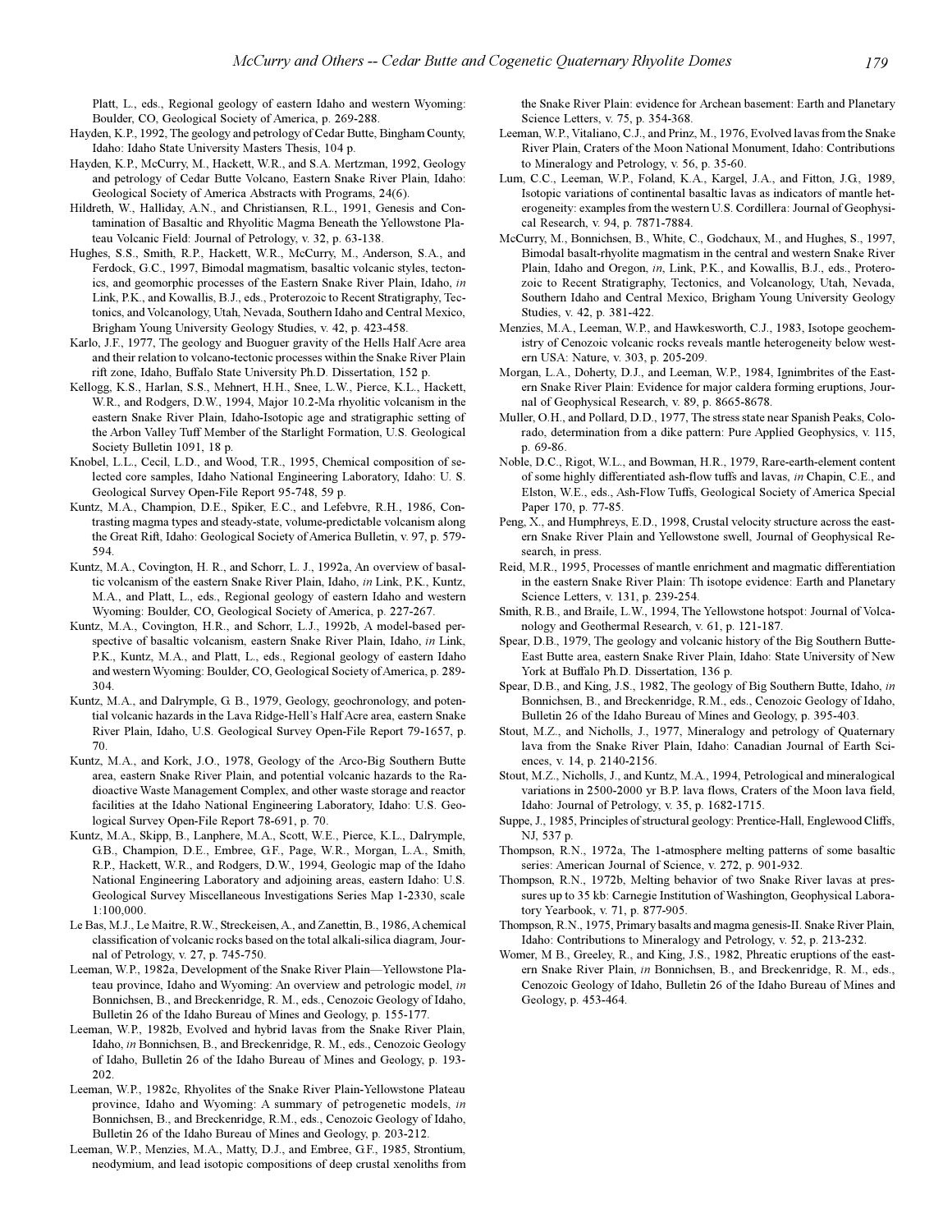Platt, L., eds., Regional geology of eastern Idaho and western Wyoming: Boulder, CO, Geological Society of America, p. 269-288.

Hayden, K.P., 1992, The geology and petrology of Cedar Butte, Bingham County, Idaho: Idaho State University Masters Thesis, 104 p.

Hayden, K.P., McCurry, M., Hackett, W.R., and S.A. Mertzman, 1992, Geology and petrology of Cedar Butte Volcano, Eastern Snake River Plain, Idaho: Geological Society of America Abstracts with Programs, 24(6).

Hildreth, W., Halliday, A.N., and Christiansen, R.L., 1991, Genesis and Contamination of Basaltic and Rhyolitic Magma Beneath the Yellowstone Plateau Volcanic Field: Journal of Petrology, v. 32, p. 63-138.

Hughes, S.S., Smith, R.P., Hackett, W.R., McCurry, M., Anderson, S.A., and Ferdock, G.C., 1997, Bimodal magmatism, basaltic volcanic styles, tectonics, and geomorphic processes of the Eastern Snake River Plain, Idaho, *in* Link, P.K., and Kowallis, B.J., eds., Proterozoic to Recent Stratigraphy, Tectonics, and Volcanology, Utah, Nevada, Southern Idaho and Central Mexico, Brigham Young University Geology Studies, v. 42, p. 423-458.

Karlo, J.F., 1977, The geology and Buoguer gravity of the Hells Half Acre area and their relation to volcano-tectonic processes within the Snake River Plain rift zone, Idaho, Buffalo State University Ph.D. Dissertation, 152 p.

Kellogg, K.S., Harlan, S.S., Mehnert, H.H., Snee, L.W., Pierce, K.L., Hackett, W.R., and Rodgers, D.W., 1994, Major 10.2-Ma rhyolitic volcanism in the eastern Snake River Plain, Idaho-Isotopic age and stratigraphic setting of the Arbon Valley Tuff Member of the Starlight Formation, U.S. Geological Society Bulletin 1091, 18 p.

Knobel, L.L., Cecil, L.D., and Wood, T.R., 1995, Chemical composition of selected core samples, Idaho National Engineering Laboratory, Idaho: U. S. Geological Survey Open-File Report 95-748, 59 p.

Kuntz, M.A., Champion, D.E., Spiker, E.C., and Lefebvre, R.H., 1986, Contrasting magma types and steady-state, volume-predictable volcanism along the Great Rift, Idaho: Geological Society of America Bulletin, v. 97, p. 579-594.

Kuntz, M.A., Covington, H. R., and Schorr, L. J., 1992a, An overview of basaltic volcanism of the eastern Snake River Plain, Idaho, *in* Link, P.K., Kuntz, M.A., and Platt, L., eds., Regional geology of eastern Idaho and western Wyoming: Boulder, CO, Geological Society of America, p. 227-267.

Kuntz, M.A., Covington, H.R., and Schorr, L.J., 1992b, A model-based perspective of basaltic volcanism, eastern Snake River Plain, Idaho, *in* Link, P.K., Kuntz, M.A., and Platt, L., eds., Regional geology of eastern Idaho and western Wyoming: Boulder, CO, Geological Society of America, p. 289-304.

Kuntz, M.A., and Dalrymple, G. B., 1979, Geology, geochronology, and potential volcanic hazards in the Lava Ridge-Hell's Half Acre area, eastern Snake River Plain, Idaho, U.S. Geological Survey Open-File Report 79-1657, p. 70.

Kuntz, M.A., and Kork, J.O., 1978, Geology of the Arco-Big Southern Butte area, eastern Snake River Plain, and potential volcanic hazards to the Radioactive Waste Management Complex, and other waste storage and reactor facilities at the Idaho National Engineering Laboratory, Idaho: U.S. Geological Survey Open-File Report 78-691, p. 70.

Kuntz, M.A., Skipp, B., Lanphere, M.A., Scott, W.E., Pierce, K.L., Dalrymple, G.B., Champion, D.E., Embree, G.F., Page, W.R., Morgan, L.A., Smith, R.P., Hackett, W.R., and Rodgers, D.W., 1994, Geologic map of the Idaho National Engineering Laboratory and adjoining areas, eastern Idaho: U.S. Geological Survey Miscellaneous Investigations Series Map 1-2330, scale 1:100,000.

Le Bas, M.J., Le Maitre, R.W., Streckeisen, A., and Zanettin, B., 1986, A chemical classification of volcanic rocks based on the total alkali-silica diagram, Journal of Petrology, v. 27, p. 745-750.

Leeman, W.P., 1982a, Development of the Snake River Plain—Yellowstone Plateau province, Idaho and Wyoming: An overview and petrologic model, *in* Bonnichsen, B., and Breckenridge, R. M., eds., Cenozoic Geology of Idaho, Bulletin 26 of the Idaho Bureau of Mines and Geology, p. 155-177.

Leeman, W.P., 1982b, Evolved and hybrid lavas from the Snake River Plain, Idaho, *in* Bonnichsen, B., and Breckenridge, R. M., eds., Cenozoic Geology of Idaho, Bulletin 26 of the Idaho Bureau of Mines and Geology, p. 193-202.

Leeman, W.P., 1982c, Rhyolites of the Snake River Plain-Yellowstone Plateau province, Idaho and Wyoming: A summary of petrogenetic models, *in* Bonnichsen, B., and Breckenridge, R.M., eds., Cenozoic Geology of Idaho, Bulletin 26 of the Idaho Bureau of Mines and Geology, p. 203-212.

Leeman, W.P., Menzies, M.A., Matty, D.J., and Embree, G.F., 1985, Strontium, neodymium, and lead isotopic compositions of deep crustal xenoliths from the Snake River Plain: evidence for Archean basement: Earth and Planetary Science Letters, v. 75, p. 354-368.

Leeman, W.P., Vitaliano, C.J., and Prinz, M., 1976, Evolved lavas from the Snake River Plain, Craters of the Moon National Monument, Idaho: Contributions to Mineralogy and Petrology, v. 56, p. 35-60.

Lum, C.C., Leeman, W.P., Foland, K.A., Kargel, J.A., and Fitton, J.G., 1989, Isotopic variations of continental basaltic lavas as indicators of mantle heterogeneity: examples from the western U.S. Cordillera: Journal of Geophysical Research, v. 94, p. 7871-7884.

McCurry, M., Bonnichsen, B., White, C., Godchaux, M., and Hughes, S., 1997, Bimodal basalt-rhyolite magmatism in the central and western Snake River Plain, Idaho and Oregon, *in*, Link, P.K., and Kowallis, B.J., eds., Proterozoic to Recent Stratigraphy, Tectonics, and Volcanology, Utah, Nevada, Southern Idaho and Central Mexico, Brigham Young University Geology Studies, v. 42, p. 381-422.

Menzies, M.A., Leeman, W.P., and Hawkesworth, C.J., 1983, Isotope geochemistry of Cenozoic volcanic rocks reveals mantle heterogeneity below western USA: Nature, v. 303, p. 205-209.

Morgan, L.A., Doherty, D.J., and Leeman, W.P., 1984, Ignimbrites of the Eastern Snake River Plain: Evidence for major caldera forming eruptions, Journal of Geophysical Research, v. 89, p. 8665-8678.

Muller, O.H., and Pollard, D.D., 1977, The stress state near Spanish Peaks, Colorado, determination from a dike pattern: Pure Applied Geophysics, v. 115, p. 69-86.

Noble, D.C., Rigot, W.L., and Bowman, H.R., 1979, Rare-earth-element content of some highly differentiated ash-flow tuffs and lavas, *in* Chapin, C.E., and Elston, W.E., eds., Ash-Flow Tuffs, Geological Society of America Special Paper 170, p. 77-85.

Peng, X., and Humphreys, E.D., 1998, Crustal velocity structure across the eastern Snake River Plain and Yellowstone swell, Journal of Geophysical Research, in press.

Reid, M.R., 1995, Processes of mantle enrichment and magmatic differentiation in the eastern Snake River Plain: Th isotope evidence: Earth and Planetary Science Letters, v. 131, p. 239-254.

Smith, R.B., and Braile, L.W., 1994, The Yellowstone hotspot: Journal of Volcanology and Geothermal Research, v. 61, p. 121-187.

Spear, D.B., 1979, The geology and volcanic history of the Big Southern Butte-East Butte area, eastern Snake River Plain, Idaho: State University of New York at Buffalo Ph.D. Dissertation, 136 p.

Spear, D.B., and King, J.S., 1982, The geology of Big Southern Butte, Idaho, *in* Bonnichsen, B., and Breckenridge, R.M., eds., Cenozoic Geology of Idaho, Bulletin 26 of the Idaho Bureau of Mines and Geology, p. 395-403.

Stout, M.Z., and Nicholls, J., 1977, Mineralogy and petrology of Quaternary lava from the Snake River Plain, Idaho: Canadian Journal of Earth Sciences, v. 14, p. 2140-2156.

Stout, M.Z., Nicholls, J., and Kuntz, M.A., 1994, Petrological and mineralogical variations in 2500-2000 yr B.P. lava flows, Craters of the Moon lava field, Idaho: Journal of Petrology, v. 35, p. 1682-1715.

Suppe, J., 1985, Principles of structural geology: Prentice-Hall, Englewood Cliffs, NJ, 537 p.

Thompson, R.N., 1972a, The 1-atmosphere melting patterns of some basaltic series: American Journal of Science, v. 272, p. 901-932.

Thompson, R.N., 1972b, Melting behavior of two Snake River lavas at pressures up to 35 kb: Carnegie Institution of Washington, Geophysical Laboratory Yearbook, v. 71, p. 877-905.

Thompson, R.N., 1975, Primary basalts and magma genesis-II. Snake River Plain, Idaho: Contributions to Mineralogy and Petrology, v. 52, p. 213-232.

Womer, M B., Greeley, R., and King, J.S., 1982, Phreatic eruptions of the eastern Snake River Plain, *in* Bonnichsen, B., and Breckenridge, R. M., eds., Cenozoic Geology of Idaho, Bulletin 26 of the Idaho Bureau of Mines and Geology, p. 453-464.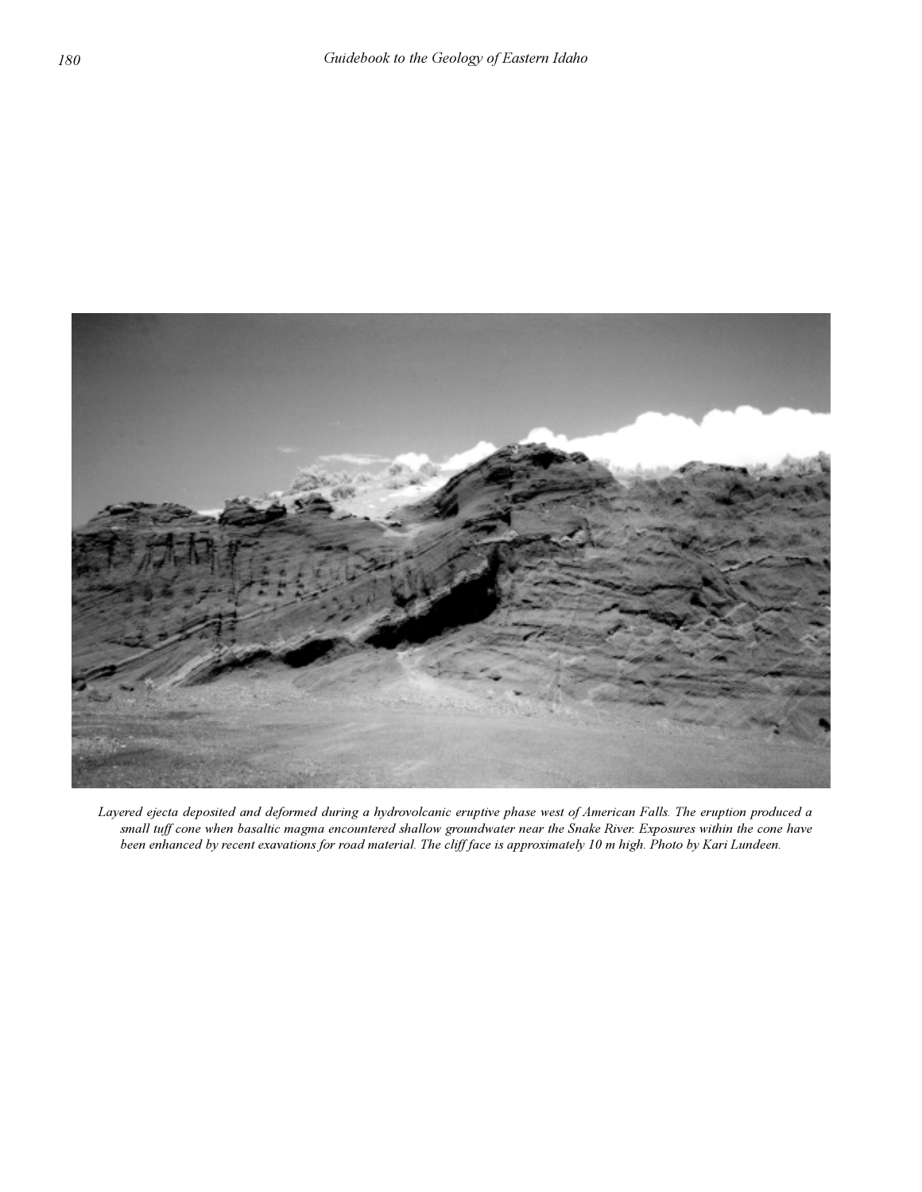Layered ejecta deposited and deformed during a hydrovolcanic eruptive phase west of American Falls. The eruption produced a small tuff cone when basaltic magma encountered shallow groundwater near the Snake River. Exposures within the cone have been enhanced by recent exavations for road material. The cliff face is approximately 10 m high. Photo by Kari Lundeen.